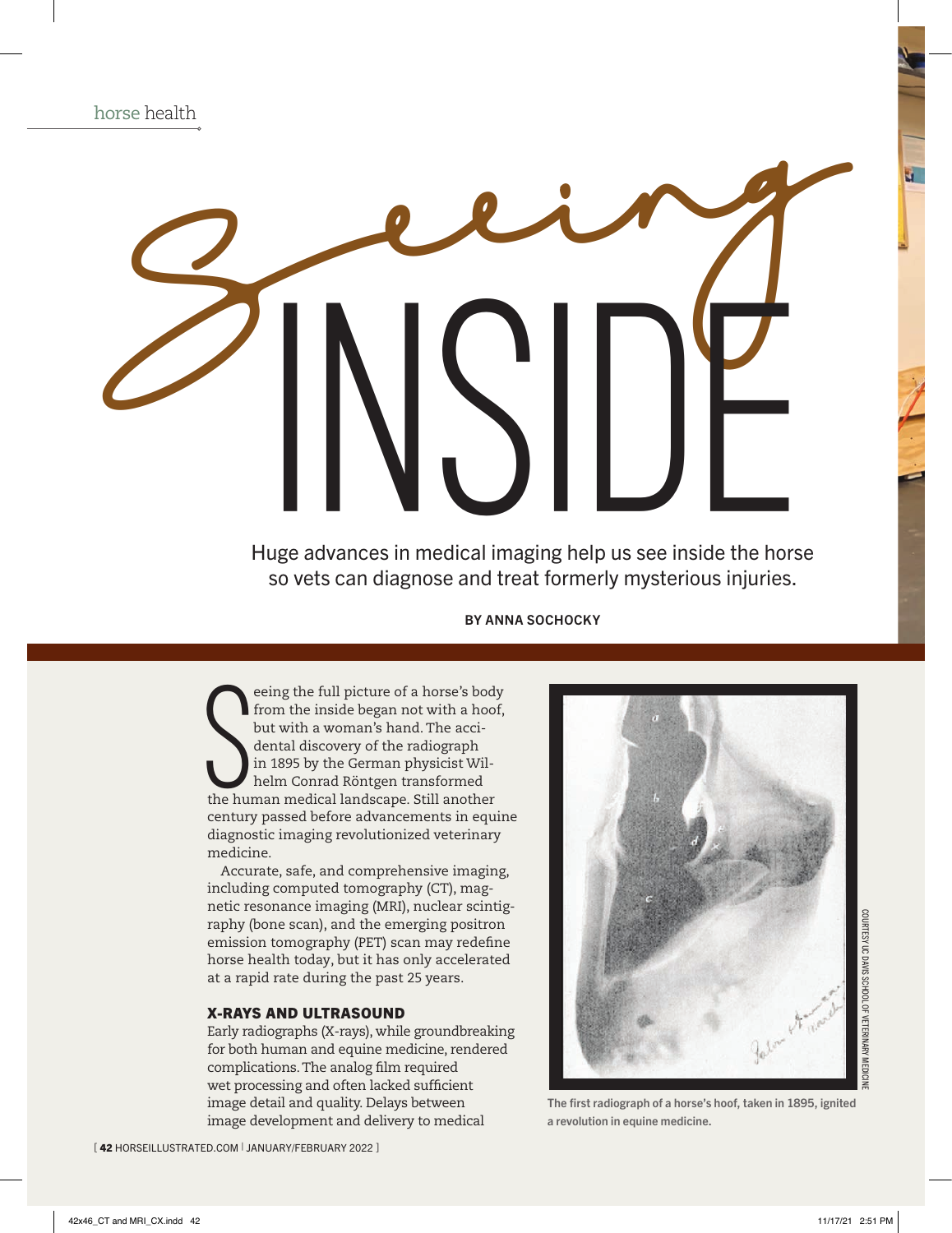# Seeing INSIDE

Huge advances in medical imaging help us see inside the horse so vets can diagnose and treat formerly mysterious injuries.

**BY ANNA SOCHOCKY**

Seeing the full picture of a horse's body from the inside began not with a hoof, but with a woman's hand. The accidental discovery of the radiograph in 1895 by the German physicist Wilhelm Conrad Röntgen transformed the human medical landscape. Still another century passed before advancements in equine diagnostic imaging revolutionized veterinary medicine.

Accurate, safe, and comprehensive imaging, including computed tomography (CT), magnetic resonance imaging (MRI), nuclear scintigraphy (bone scan), and the emerging positron emission tomography (PET) scan may redefine horse health today, but it has only accelerated at a rapid rate during the past 25 years.

## X-RAYS AND ULTRASOUND

Early radiographs (X-rays), while groundbreaking for both human and equine medicine, rendered complications. The analog film required wet processing and often lacked sufficient image detail and quality. Delays between image development and delivery to medical

COURTESY UC DAVIS SCHOOL OF VETERINARY MEDICINE

The first radiograph of a horse's hoof, taken in 1895, ignited a revolution in equine medicine.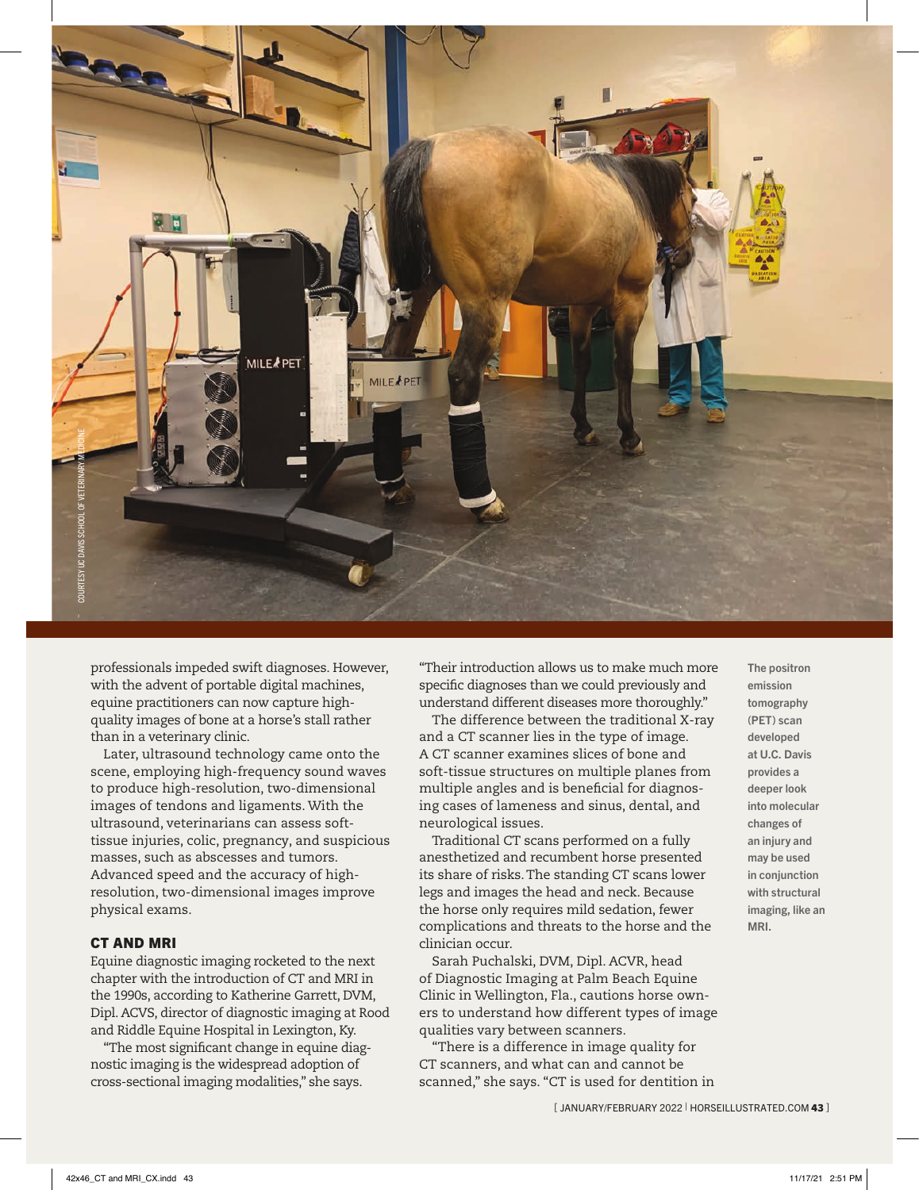professionals impeded swift diagnoses. However, with the advent of portable digital machines, equine practitioners can now capture high-quality images of bone at a horse's stall rather than in a veterinary clinic.

Later, ultrasound technology came onto the scene, employing high-frequency sound waves to produce high-resolution, two-dimensional images of tendons and ligaments. With the ultrasound, veterinarians can assess soft-tissue injuries, colic, pregnancy, and suspicious masses, such as abscesses and tumors. Advanced speed and the accuracy of high-resolution, two-dimensional images improve physical exams.

### CT AND MRI

Equine diagnostic imaging rocketed to the next chapter with the introduction of CT and MRI in the 1990s, according to Katherine Garrett, DVM, Dipl. ACVS, director of diagnostic imaging at Rood and Riddle Equine Hospital in Lexington, Ky.

"The most significant change in equine diagnostic imaging is the widespread adoption of cross-sectional imaging modalities," she says. "Their introduction allows us to make much more specific diagnoses than we could previously and understand different diseases more thoroughly."

The difference between the traditional X-ray and a CT scanner lies in the type of image. A CT scanner examines slices of bone and soft-tissue structures on multiple planes from multiple angles and is beneficial for diagnosing cases of lameness and sinus, dental, and neurological issues.

Traditional CT scans performed on a fully anesthetized and recumbent horse presented its share of risks. The standing CT scans lower legs and images the head and neck. Because the horse only requires mild sedation, fewer complications and threats to the horse and the clinician occur.

Sarah Puchalski, DVM, Dipl. ACVR, head of Diagnostic Imaging at Palm Beach Equine Clinic in Wellington, Fla., cautions horse owners to understand how different types of image qualities vary between scanners.

"There is a difference in image quality for CT scanners, and what can and cannot be scanned," she says. "CT is used for dentition in

**The positron emission tomography (PET) scan developed at U.C. Davis provides a deeper look into molecular changes of an injury and may be used in conjunction with structural imaging, like an MRI.**

COURTESY UC DAVIS SCHOOL OF VETERINARY MEDICINE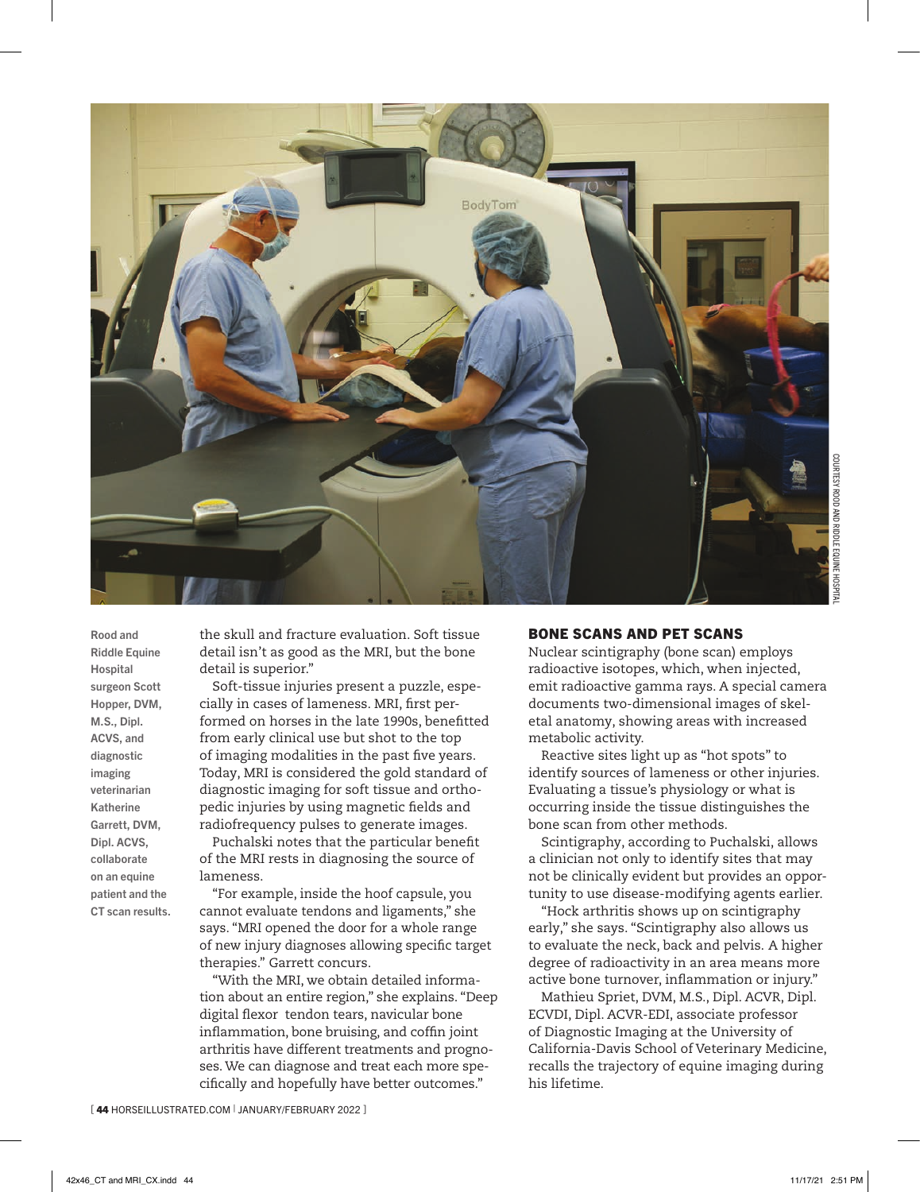Rood and Riddle Equine Hospital surgeon Scott Hopper, DVM, M.S., Dipl. ACVS, and diagnostic imaging veterinarian Katherine Garrett, DVM, Dipl. ACVS, collaborate on an equine patient and the CT scan results.

COURTESY ROOD AND RIDDLE EQUINE HOSPITAL

the skull and fracture evaluation. Soft tissue detail isn't as good as the MRI, but the bone detail is superior."

Soft-tissue injuries present a puzzle, especially in cases of lameness. MRI, first performed on horses in the late 1990s, benefitted from early clinical use but shot to the top of imaging modalities in the past five years. Today, MRI is considered the gold standard of diagnostic imaging for soft tissue and orthopedic injuries by using magnetic fields and radiofrequency pulses to generate images.

Puchalski notes that the particular benefit of the MRI rests in diagnosing the source of lameness.

"For example, inside the hoof capsule, you cannot evaluate tendons and ligaments," she says. "MRI opened the door for a whole range of new injury diagnoses allowing specific target therapies." Garrett concurs.

"With the MRI, we obtain detailed information about an entire region," she explains. "Deep digital flexor tendon tears, navicular bone inflammation, bone bruising, and coffin joint arthritis have different treatments and prognoses. We can diagnose and treat each more specifically and hopefully have better outcomes."

## BONE SCANS AND PET SCANS

Nuclear scintigraphy (bone scan) employs radioactive isotopes, which, when injected, emit radioactive gamma rays. A special camera documents two-dimensional images of skeletal anatomy, showing areas with increased metabolic activity.

Reactive sites light up as "hot spots" to identify sources of lameness or other injuries. Evaluating a tissue's physiology or what is occurring inside the tissue distinguishes the bone scan from other methods.

Scintigraphy, according to Puchalski, allows a clinician not only to identify sites that may not be clinically evident but provides an opportunity to use disease-modifying agents earlier.

"Hock arthritis shows up on scintigraphy early," she says. "Scintigraphy also allows us to evaluate the neck, back and pelvis. A higher degree of radioactivity in an area means more active bone turnover, inflammation or injury."

Mathieu Spriet, DVM, M.S., Dipl. ACVR, Dipl. ECVDI, Dipl. ACVR-EDI, associate professor of Diagnostic Imaging at the University of California-Davis School of Veterinary Medicine, recalls the trajectory of equine imaging during his lifetime.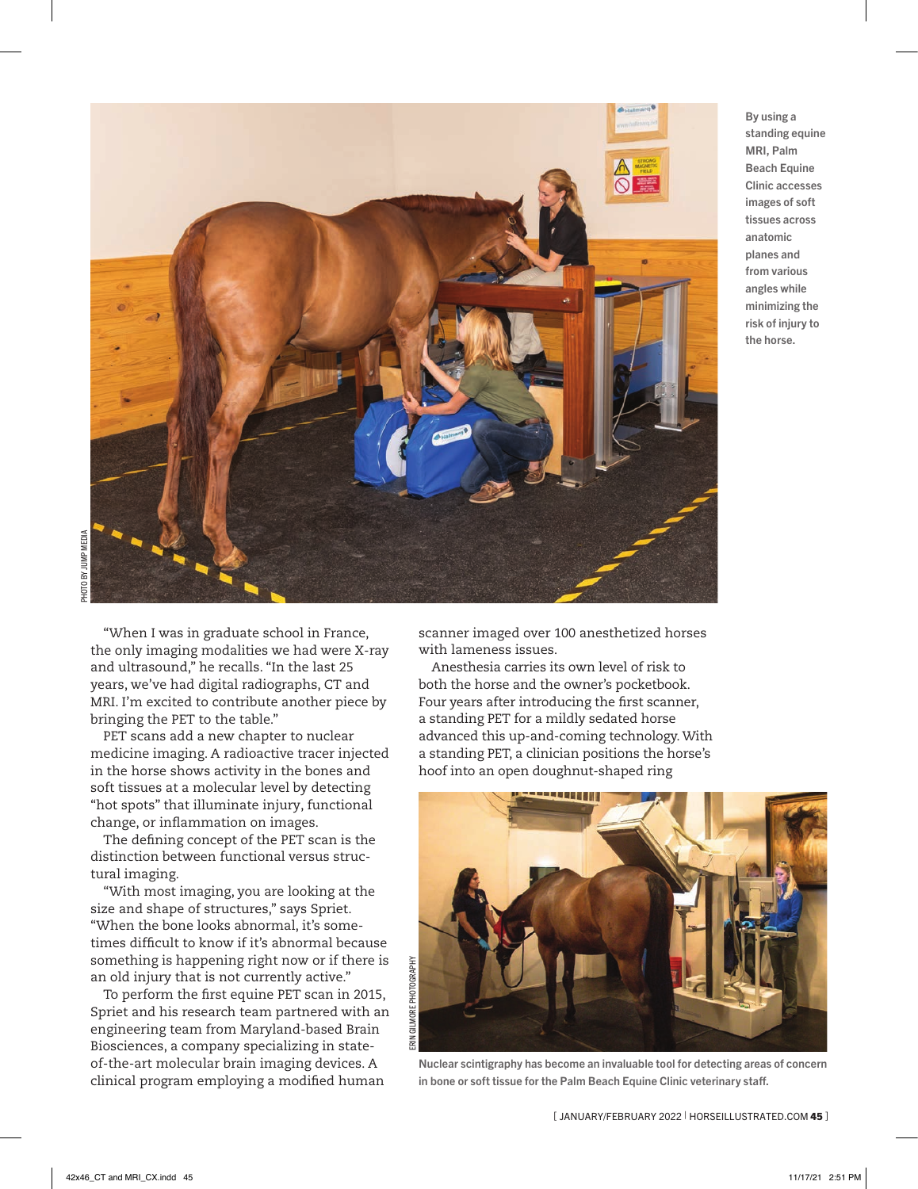By using a standing equine MRI, Palm Beach Equine Clinic accesses images of soft tissues across anatomic planes and from various angles while minimizing the risk of injury to the horse.

PHOTO BY JUMP MEDIA

"When I was in graduate school in France, the only imaging modalities we had were X-ray and ultrasound," he recalls. "In the last 25 years, we've had digital radiographs, CT and MRI. I'm excited to contribute another piece by bringing the PET to the table."

PET scans add a new chapter to nuclear medicine imaging. A radioactive tracer injected in the horse shows activity in the bones and soft tissues at a molecular level by detecting "hot spots" that illuminate injury, functional change, or inflammation on images.

The defining concept of the PET scan is the distinction between functional versus structural imaging.

"With most imaging, you are looking at the size and shape of structures," says Spriet. "When the bone looks abnormal, it's sometimes difficult to know if it's abnormal because something is happening right now or if there is an old injury that is not currently active."

To perform the first equine PET scan in 2015, Spriet and his research team partnered with an engineering team from Maryland-based Brain Biosciences, a company specializing in state-of-the-art molecular brain imaging devices. A clinical program employing a modified human scanner imaged over 100 anesthetized horses with lameness issues.

Anesthesia carries its own level of risk to both the horse and the owner's pocketbook. Four years after introducing the first scanner, a standing PET for a mildly sedated horse advanced this up-and-coming technology. With a standing PET, a clinician positions the horse's hoof into an open doughnut-shaped ring

ERIN GILMORE PHOTOGRAPHY

Nuclear scintigraphy has become an invaluable tool for detecting areas of concern in bone or soft tissue for the Palm Beach Equine Clinic veterinary staff.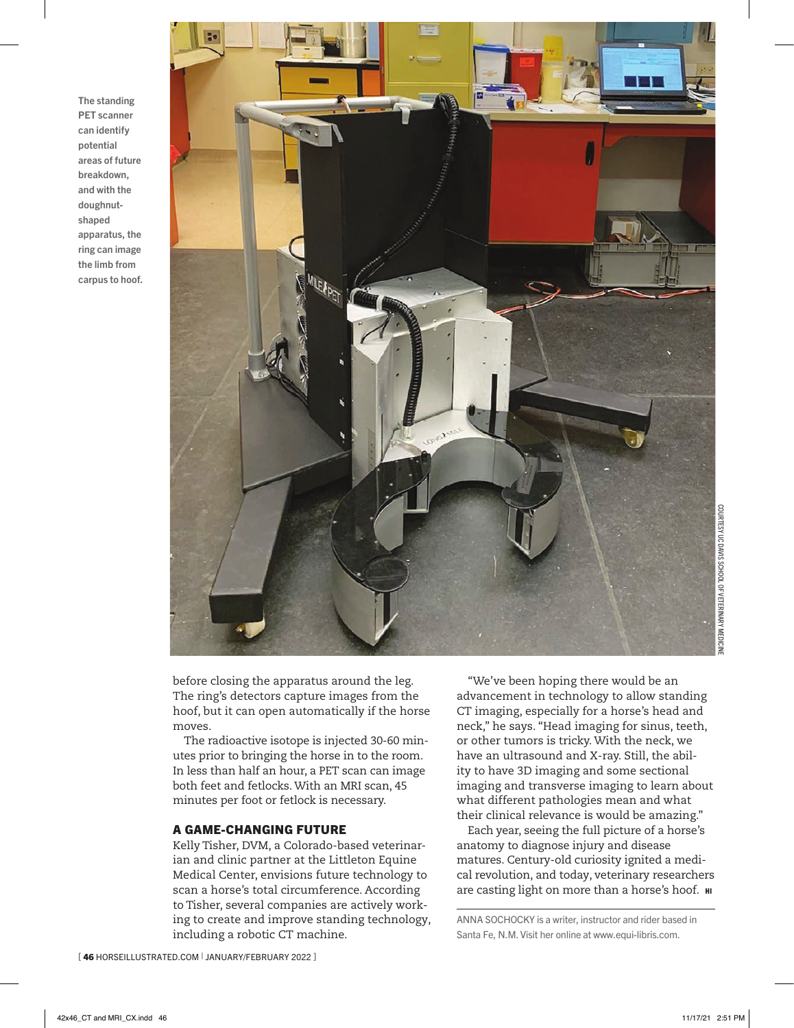The standing PET scanner can identify potential areas of future breakdown, and with the doughnut-shaped apparatus, the ring can image the limb from carpus to hoof.

COURTESY UC DAVIS SCHOOL OF VETERINARY MEDICINE

before closing the apparatus around the leg. The ring's detectors capture images from the hoof, but it can open automatically if the horse moves.

The radioactive isotope is injected 30-60 minutes prior to bringing the horse in to the room. In less than half an hour, a PET scan can image both feet and fetlocks. With an MRI scan, 45 minutes per foot or fetlock is necessary.

## A GAME-CHANGING FUTURE

Kelly Tisher, DVM, a Colorado-based veterinarian and clinic partner at the Littleton Equine Medical Center, envisions future technology to scan a horse's total circumference. According to Tisher, several companies are actively working to create and improve standing technology, including a robotic CT machine.

"We've been hoping there would be an advancement in technology to allow standing CT imaging, especially for a horse's head and neck," he says. "Head imaging for sinus, teeth, or other tumors is tricky. With the neck, we have an ultrasound and X-ray. Still, the ability to have 3D imaging and some sectional imaging and transverse imaging to learn about what different pathologies mean and what their clinical relevance is would be amazing."

Each year, seeing the full picture of a horse's anatomy to diagnose injury and disease matures. Century-old curiosity ignited a medical revolution, and today, veterinary researchers are casting light on more than a horse's hoof. HI

ANNA SOCHOCKY is a writer, instructor and rider based in Santa Fe, N.M. Visit her online at www.equi-libris.com.